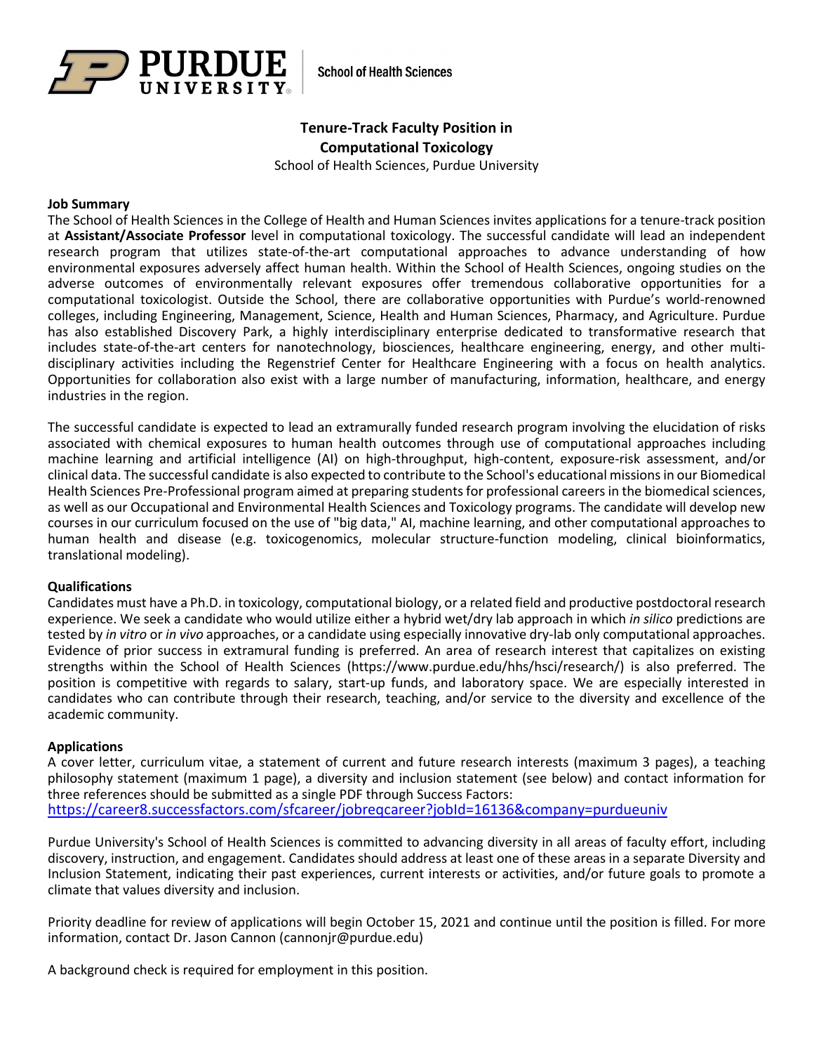**PURDUE UNIVERSITY** | School of Health Sciences

# Tenure-Track Faculty Position in Computational Toxicology

School of Health Sciences, Purdue University

**Job Summary**

The School of Health Sciences in the College of Health and Human Sciences invites applications for a tenure-track position at **Assistant/Associate Professor** level in computational toxicology. The successful candidate will lead an independent research program that utilizes state-of-the-art computational approaches to advance understanding of how environmental exposures adversely affect human health. Within the School of Health Sciences, ongoing studies on the adverse outcomes of environmentally relevant exposures offer tremendous collaborative opportunities for a computational toxicologist. Outside the School, there are collaborative opportunities with Purdue's world-renowned colleges, including Engineering, Management, Science, Health and Human Sciences, Pharmacy, and Agriculture. Purdue has also established Discovery Park, a highly interdisciplinary enterprise dedicated to transformative research that includes state-of-the-art centers for nanotechnology, biosciences, healthcare engineering, energy, and other multi-disciplinary activities including the Regenstrief Center for Healthcare Engineering with a focus on health analytics. Opportunities for collaboration also exist with a large number of manufacturing, information, healthcare, and energy industries in the region.

The successful candidate is expected to lead an extramurally funded research program involving the elucidation of risks associated with chemical exposures to human health outcomes through use of computational approaches including machine learning and artificial intelligence (AI) on high-throughput, high-content, exposure-risk assessment, and/or clinical data. The successful candidate is also expected to contribute to the School's educational missions in our Biomedical Health Sciences Pre-Professional program aimed at preparing students for professional careers in the biomedical sciences, as well as our Occupational and Environmental Health Sciences and Toxicology programs. The candidate will develop new courses in our curriculum focused on the use of "big data," AI, machine learning, and other computational approaches to human health and disease (e.g. toxicogenomics, molecular structure-function modeling, clinical bioinformatics, translational modeling).

**Qualifications**

Candidates must have a Ph.D. in toxicology, computational biology, or a related field and productive postdoctoral research experience. We seek a candidate who would utilize either a hybrid wet/dry lab approach in which *in silico* predictions are tested by *in vitro* or *in vivo* approaches, or a candidate using especially innovative dry-lab only computational approaches. Evidence of prior success in extramural funding is preferred. An area of research interest that capitalizes on existing strengths within the School of Health Sciences (https://www.purdue.edu/hhs/hsci/research/) is also preferred. The position is competitive with regards to salary, start-up funds, and laboratory space. We are especially interested in candidates who can contribute through their research, teaching, and/or service to the diversity and excellence of the academic community.

**Applications**

A cover letter, curriculum vitae, a statement of current and future research interests (maximum 3 pages), a teaching philosophy statement (maximum 1 page), a diversity and inclusion statement (see below) and contact information for three references should be submitted as a single PDF through Success Factors:
https://career8.successfactors.com/sfcareer/jobreqcareer?jobId=16136&company=purdueuniv

Purdue University's School of Health Sciences is committed to advancing diversity in all areas of faculty effort, including discovery, instruction, and engagement. Candidates should address at least one of these areas in a separate Diversity and Inclusion Statement, indicating their past experiences, current interests or activities, and/or future goals to promote a climate that values diversity and inclusion.

Priority deadline for review of applications will begin October 15, 2021 and continue until the position is filled. For more information, contact Dr. Jason Cannon (cannonjr@purdue.edu)

A background check is required for employment in this position.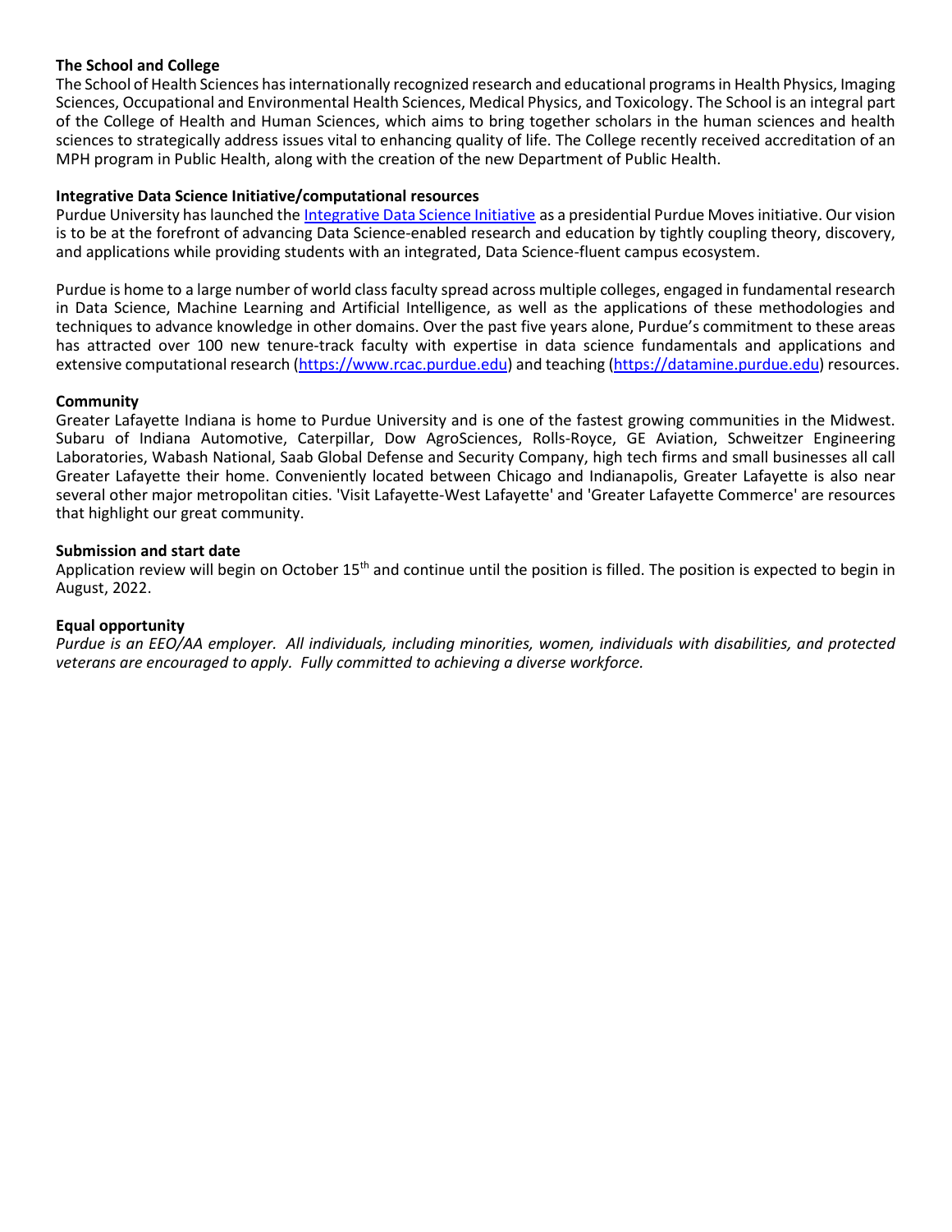**The School and College**

The School of Health Sciences has internationally recognized research and educational programs in Health Physics, Imaging Sciences, Occupational and Environmental Health Sciences, Medical Physics, and Toxicology. The School is an integral part of the College of Health and Human Sciences, which aims to bring together scholars in the human sciences and health sciences to strategically address issues vital to enhancing quality of life. The College recently received accreditation of an MPH program in Public Health, along with the creation of the new Department of Public Health.

**Integrative Data Science Initiative/computational resources**

Purdue University has launched the Integrative Data Science Initiative as a presidential Purdue Moves initiative. Our vision is to be at the forefront of advancing Data Science-enabled research and education by tightly coupling theory, discovery, and applications while providing students with an integrated, Data Science-fluent campus ecosystem.

Purdue is home to a large number of world class faculty spread across multiple colleges, engaged in fundamental research in Data Science, Machine Learning and Artificial Intelligence, as well as the applications of these methodologies and techniques to advance knowledge in other domains. Over the past five years alone, Purdue's commitment to these areas has attracted over 100 new tenure-track faculty with expertise in data science fundamentals and applications and extensive computational research (https://www.rcac.purdue.edu) and teaching (https://datamine.purdue.edu) resources.

**Community**

Greater Lafayette Indiana is home to Purdue University and is one of the fastest growing communities in the Midwest. Subaru of Indiana Automotive, Caterpillar, Dow AgroSciences, Rolls-Royce, GE Aviation, Schweitzer Engineering Laboratories, Wabash National, Saab Global Defense and Security Company, high tech firms and small businesses all call Greater Lafayette their home. Conveniently located between Chicago and Indianapolis, Greater Lafayette is also near several other major metropolitan cities. 'Visit Lafayette-West Lafayette' and 'Greater Lafayette Commerce' are resources that highlight our great community.

**Submission and start date**

Application review will begin on October 15th and continue until the position is filled. The position is expected to begin in August, 2022.

**Equal opportunity**

*Purdue is an EEO/AA employer. All individuals, including minorities, women, individuals with disabilities, and protected veterans are encouraged to apply. Fully committed to achieving a diverse workforce.*